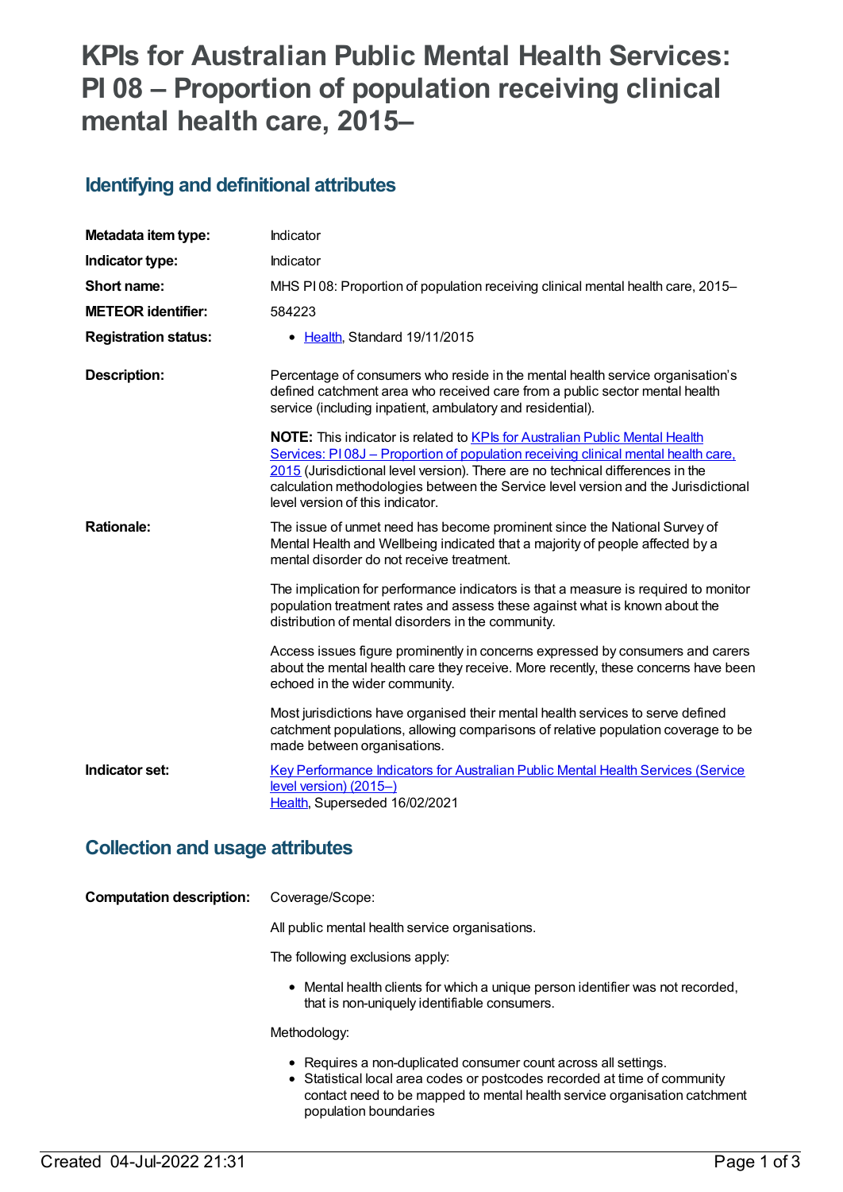# KPIs for Australian Public Mental Health Services: PI 08 – Proportion of population receiving clinical mental health care, 2015–

## Identifying and definitional attributes

| | |
|---|---|
| **Metadata item type:** | Indicator |
| **Indicator type:** | Indicator |
| **Short name:** | MHS PI 08: Proportion of population receiving clinical mental health care, 2015– |
| **METEOR identifier:** | 584223 |
| **Registration status:** | • Health, Standard 19/11/2015 |
| **Description:** | Percentage of consumers who reside in the mental health service organisation's defined catchment area who received care from a public sector mental health service (including inpatient, ambulatory and residential).<br><br>**NOTE:** This indicator is related to KPIs for Australian Public Mental Health Services: PI 08J – Proportion of population receiving clinical mental health care, 2015 (Jurisdictional level version). There are no technical differences in the calculation methodologies between the Service level version and the Jurisdictional level version of this indicator. |
| **Rationale:** | The issue of unmet need has become prominent since the National Survey of Mental Health and Wellbeing indicated that a majority of people affected by a mental disorder do not receive treatment.<br><br>The implication for performance indicators is that a measure is required to monitor population treatment rates and assess these against what is known about the distribution of mental disorders in the community.<br><br>Access issues figure prominently in concerns expressed by consumers and carers about the mental health care they receive. More recently, these concerns have been echoed in the wider community.<br><br>Most jurisdictions have organised their mental health services to serve defined catchment populations, allowing comparisons of relative population coverage to be made between organisations. |
| **Indicator set:** | Key Performance Indicators for Australian Public Mental Health Services (Service level version) (2015–)<br>Health, Superseded 16/02/2021 |

## Collection and usage attributes

**Computation description:** Coverage/Scope:

All public mental health service organisations.

The following exclusions apply:

- Mental health clients for which a unique person identifier was not recorded, that is non-uniquely identifiable consumers.

Methodology:

- Requires a non-duplicated consumer count across all settings.
- Statistical local area codes or postcodes recorded at time of community contact need to be mapped to mental health service organisation catchment population boundaries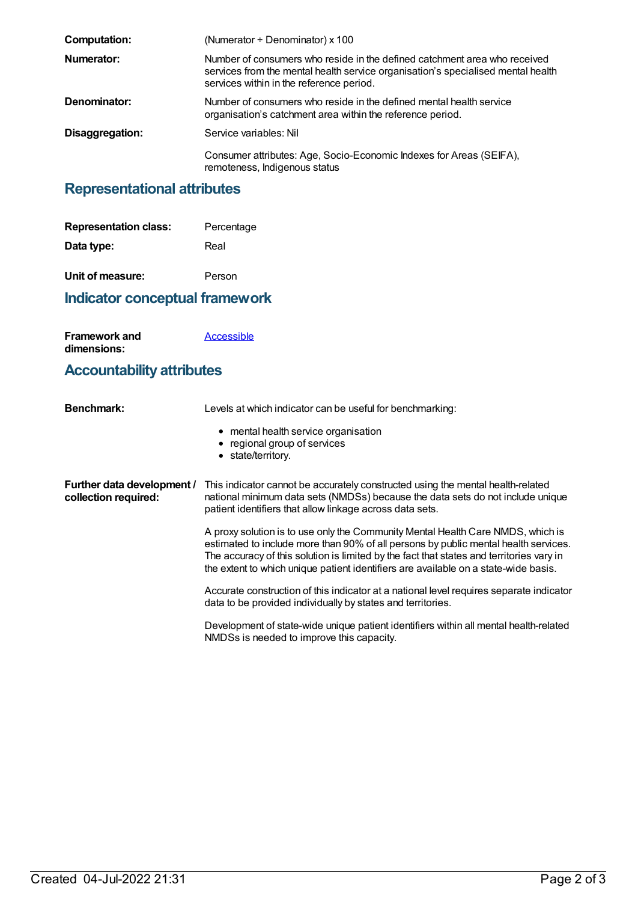**Computation:** (Numerator ÷ Denominator) x 100

**Numerator:** Number of consumers who reside in the defined catchment area who received services from the mental health service organisation's specialised mental health services within in the reference period.

**Denominator:** Number of consumers who reside in the defined mental health service organisation's catchment area within the reference period.

**Disaggregation:** Service variables: Nil

Consumer attributes: Age, Socio-Economic Indexes for Areas (SEIFA), remoteness, Indigenous status

## Representational attributes

**Representation class:** Percentage

**Data type:** Real

**Unit of measure:** Person

## Indicator conceptual framework

**Framework and dimensions:** Accessible

## Accountability attributes

**Benchmark:** Levels at which indicator can be useful for benchmarking:

- mental health service organisation
- regional group of services
- state/territory.

**Further data development / collection required:** This indicator cannot be accurately constructed using the mental health-related national minimum data sets (NMDSs) because the data sets do not include unique patient identifiers that allow linkage across data sets.

A proxy solution is to use only the Community Mental Health Care NMDS, which is estimated to include more than 90% of all persons by public mental health services. The accuracy of this solution is limited by the fact that states and territories vary in the extent to which unique patient identifiers are available on a state-wide basis.

Accurate construction of this indicator at a national level requires separate indicator data to be provided individually by states and territories.

Development of state-wide unique patient identifiers within all mental health-related NMDSs is needed to improve this capacity.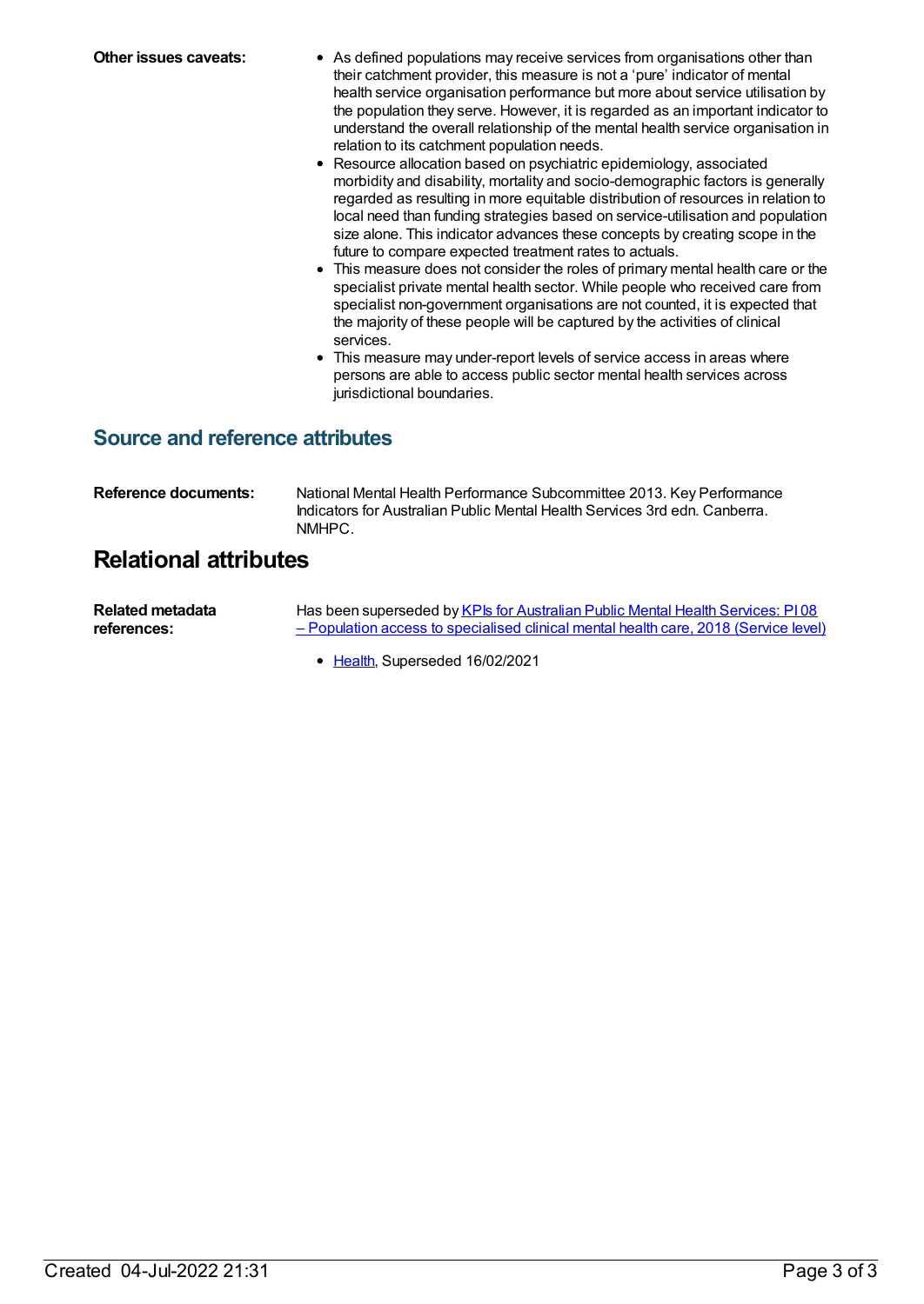**Other issues caveats:**

- As defined populations may receive services from organisations other than their catchment provider, this measure is not a 'pure' indicator of mental health service organisation performance but more about service utilisation by the population they serve. However, it is regarded as an important indicator to understand the overall relationship of the mental health service organisation in relation to its catchment population needs.
- Resource allocation based on psychiatric epidemiology, associated morbidity and disability, mortality and socio-demographic factors is generally regarded as resulting in more equitable distribution of resources in relation to local need than funding strategies based on service-utilisation and population size alone. This indicator advances these concepts by creating scope in the future to compare expected treatment rates to actuals.
- This measure does not consider the roles of primary mental health care or the specialist private mental health sector. While people who received care from specialist non-government organisations are not counted, it is expected that the majority of these people will be captured by the activities of clinical services.
- This measure may under-report levels of service access in areas where persons are able to access public sector mental health services across jurisdictional boundaries.

## Source and reference attributes

**Reference documents:** National Mental Health Performance Subcommittee 2013. Key Performance Indicators for Australian Public Mental Health Services 3rd edn. Canberra. NMHPC.

# Relational attributes

**Related metadata references:** Has been superseded by KPIs for Australian Public Mental Health Services: PI 08 – Population access to specialised clinical mental health care, 2018 (Service level)

- Health, Superseded 16/02/2021